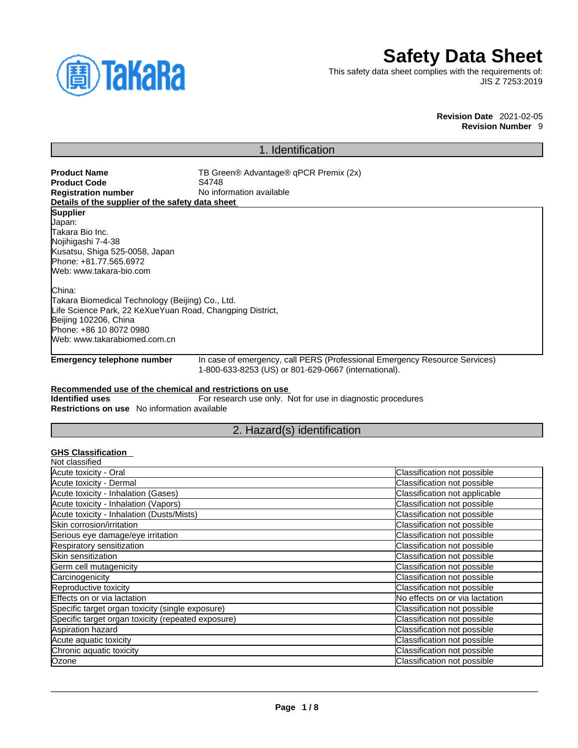# Safety Data Sheet

This safety data sheet complies with the requirements of:
JIS Z 7253:2019

**Revision Date** 2021-02-05
**Revision Number** 9

## 1. Identification

**Product Name** TB Green® Advantage® qPCR Premix (2x)
**Product Code** S4748
**Registration number** No information available

**Details of the supplier of the safety data sheet**

**Supplier**
Japan:
Takara Bio Inc.
Nojihigashi 7-4-38
Kusatsu, Shiga 525-0058, Japan
Phone: +81.77.565.6972
Web: www.takara-bio.com

China:
Takara Biomedical Technology (Beijing) Co., Ltd.
Life Science Park, 22 KeXueYuan Road, Changping District,
Beijing 102206, China
Phone: +86 10 8072 0980
Web: www.takarabiomed.com.cn

**Emergency telephone number** In case of emergency, call PERS (Professional Emergency Resource Services) 1-800-633-8253 (US) or 801-629-0667 (international).

**Recommended use of the chemical and restrictions on use**
**Identified uses** For research use only. Not for use in diagnostic procedures
**Restrictions on use** No information available

## 2. Hazard(s) identification

**GHS Classification**
Not classified

| | |
|---|---|
| Acute toxicity - Oral | Classification not possible |
| Acute toxicity - Dermal | Classification not possible |
| Acute toxicity - Inhalation (Gases) | Classification not applicable |
| Acute toxicity - Inhalation (Vapors) | Classification not possible |
| Acute toxicity - Inhalation (Dusts/Mists) | Classification not possible |
| Skin corrosion/irritation | Classification not possible |
| Serious eye damage/eye irritation | Classification not possible |
| Respiratory sensitization | Classification not possible |
| Skin sensitization | Classification not possible |
| Germ cell mutagenicity | Classification not possible |
| Carcinogenicity | Classification not possible |
| Reproductive toxicity | Classification not possible |
| Effects on or via lactation | No effects on or via lactation |
| Specific target organ toxicity (single exposure) | Classification not possible |
| Specific target organ toxicity (repeated exposure) | Classification not possible |
| Aspiration hazard | Classification not possible |
| Acute aquatic toxicity | Classification not possible |
| Chronic aquatic toxicity | Classification not possible |
| Ozone | Classification not possible |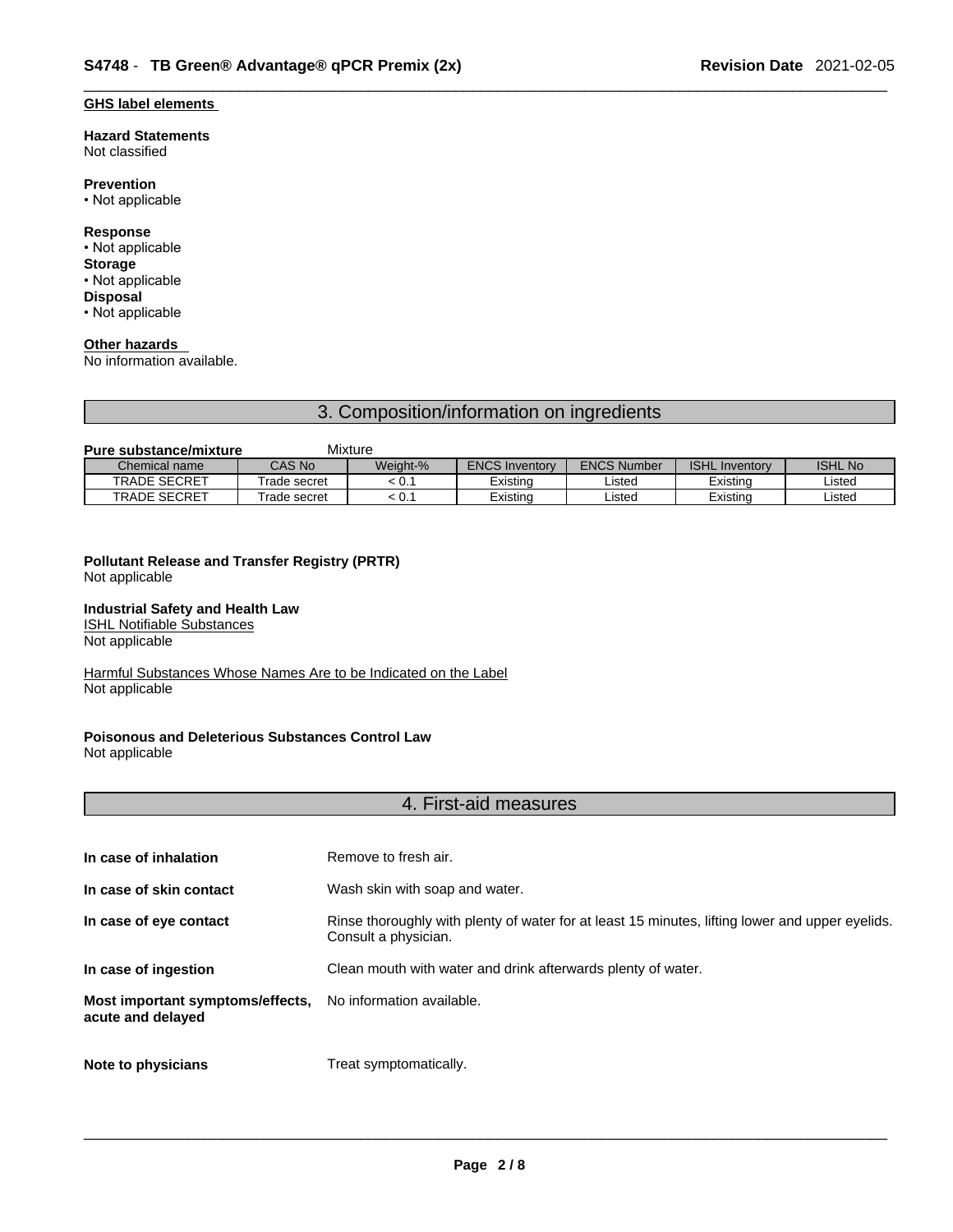**GHS label elements**

**Hazard Statements**
Not classified

**Prevention**
• Not applicable

**Response**
• Not applicable

**Storage**
• Not applicable

**Disposal**
• Not applicable

**Other hazards**
No information available.

## 3. Composition/information on ingredients

**Pure substance/mixture** Mixture

| Chemical name | CAS No | Weight-% | ENCS Inventory | ENCS Number | ISHL Inventory | ISHL No |
|---|---|---|---|---|---|---|
| TRADE SECRET | Trade secret | < 0.1 | Existing | Listed | Existing | Listed |
| TRADE SECRET | Trade secret | < 0.1 | Existing | Listed | Existing | Listed |

**Pollutant Release and Transfer Registry (PRTR)**
Not applicable

**Industrial Safety and Health Law**
ISHL Notifiable Substances
Not applicable

Harmful Substances Whose Names Are to be Indicated on the Label
Not applicable

**Poisonous and Deleterious Substances Control Law**
Not applicable

## 4. First-aid measures

**In case of inhalation** Remove to fresh air.

**In case of skin contact** Wash skin with soap and water.

**In case of eye contact** Rinse thoroughly with plenty of water for at least 15 minutes, lifting lower and upper eyelids. Consult a physician.

**In case of ingestion** Clean mouth with water and drink afterwards plenty of water.

**Most important symptoms/effects, acute and delayed** No information available.

**Note to physicians** Treat symptomatically.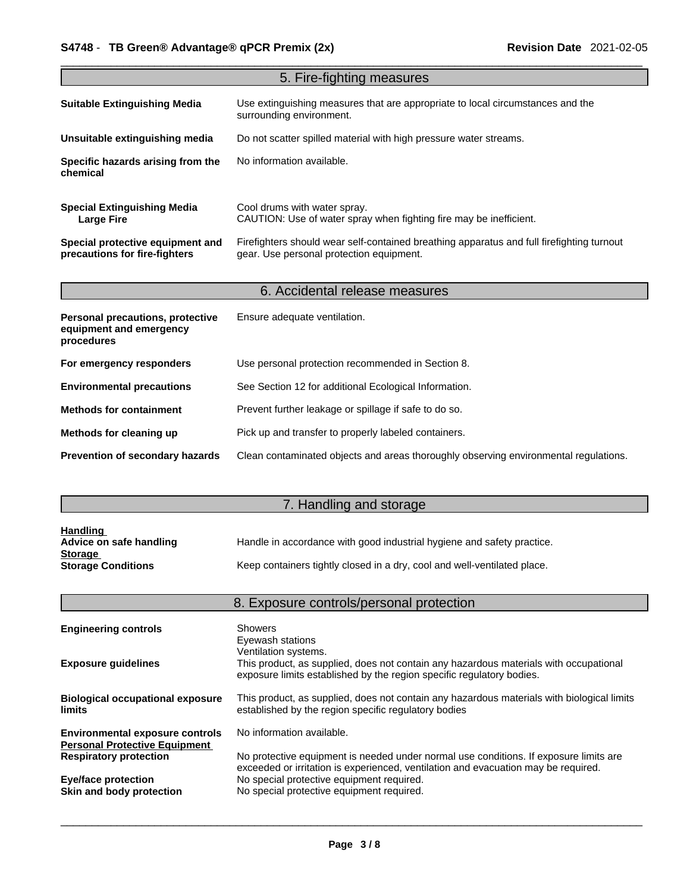## 5. Fire-fighting measures

| | |
|---|---|
| **Suitable Extinguishing Media** | Use extinguishing measures that are appropriate to local circumstances and the surrounding environment. |
| **Unsuitable extinguishing media** | Do not scatter spilled material with high pressure water streams. |
| **Specific hazards arising from the chemical** | No information available. |
| **Special Extinguishing Media Large Fire** | Cool drums with water spray. CAUTION: Use of water spray when fighting fire may be inefficient. |
| **Special protective equipment and precautions for fire-fighters** | Firefighters should wear self-contained breathing apparatus and full firefighting turnout gear. Use personal protection equipment. |

## 6. Accidental release measures

| | |
|---|---|
| **Personal precautions, protective equipment and emergency procedures** | Ensure adequate ventilation. |
| **For emergency responders** | Use personal protection recommended in Section 8. |
| **Environmental precautions** | See Section 12 for additional Ecological Information. |
| **Methods for containment** | Prevent further leakage or spillage if safe to do so. |
| **Methods for cleaning up** | Pick up and transfer to properly labeled containers. |
| **Prevention of secondary hazards** | Clean contaminated objects and areas thoroughly observing environmental regulations. |

## 7. Handling and storage

**Handling**

| | |
|---|---|
| **Advice on safe handling** | Handle in accordance with good industrial hygiene and safety practice. |

**Storage**

| | |
|---|---|
| **Storage Conditions** | Keep containers tightly closed in a dry, cool and well-ventilated place. |

## 8. Exposure controls/personal protection

| | |
|---|---|
| **Engineering controls** | Showers<br>Eyewash stations<br>Ventilation systems. |
| **Exposure guidelines** | This product, as supplied, does not contain any hazardous materials with occupational exposure limits established by the region specific regulatory bodies. |
| **Biological occupational exposure limits** | This product, as supplied, does not contain any hazardous materials with biological limits established by the region specific regulatory bodies |
| **Environmental exposure controls** | No information available. |

**Personal Protective Equipment**

| | |
|---|---|
| **Respiratory protection** | No protective equipment is needed under normal use conditions. If exposure limits are exceeded or irritation is experienced, ventilation and evacuation may be required. |
| **Eye/face protection** | No special protective equipment required. |
| **Skin and body protection** | No special protective equipment required. |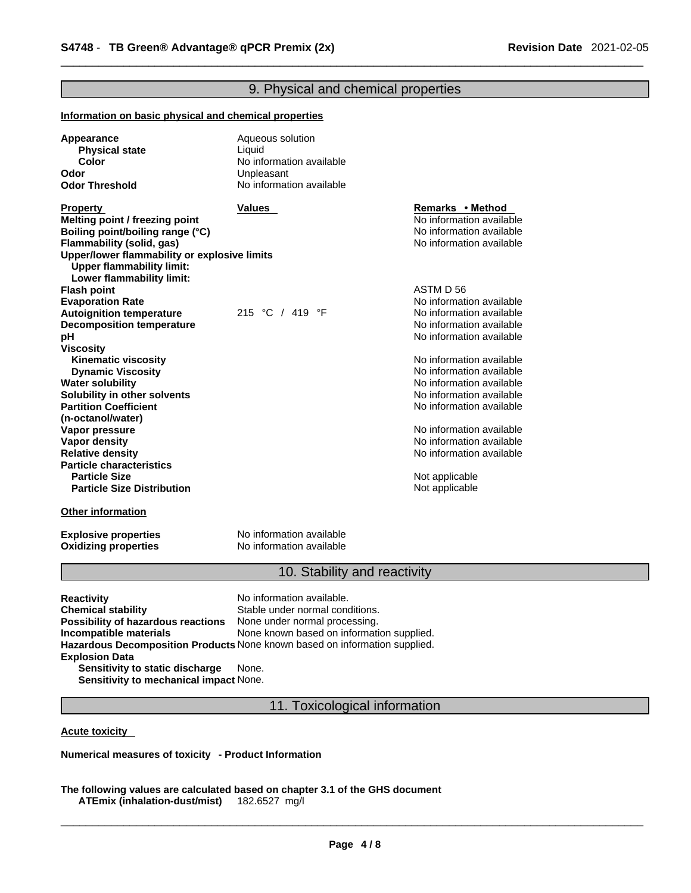## 9. Physical and chemical properties

**Information on basic physical and chemical properties**

| | |
|---|---|
| **Appearance** | Aqueous solution |
| **Physical state** | Liquid |
| **Color** | No information available |
| **Odor** | Unpleasant |
| **Odor Threshold** | No information available |

| Property | Values | Remarks • Method |
|---|---|---|
| **Melting point / freezing point** | | No information available |
| **Boiling point/boiling range (°C)** | | No information available |
| **Flammability (solid, gas)** | | No information available |
| **Upper/lower flammability or explosive limits** | | |
| **Upper flammability limit:** | | |
| **Lower flammability limit:** | | |
| **Flash point** | | ASTM D 56 |
| **Evaporation Rate** | | No information available |
| **Autoignition temperature** | 215 °C / 419 °F | No information available |
| **Decomposition temperature** | | No information available |
| **pH** | | No information available |
| **Viscosity** | | |
| **Kinematic viscosity** | | No information available |
| **Dynamic Viscosity** | | No information available |
| **Water solubility** | | No information available |
| **Solubility in other solvents** | | No information available |
| **Partition Coefficient (n-octanol/water)** | | No information available |
| **Vapor pressure** | | No information available |
| **Vapor density** | | No information available |
| **Relative density** | | No information available |
| **Particle characteristics** | | |
| **Particle Size** | | Not applicable |
| **Particle Size Distribution** | | Not applicable |

**Other information**

| | |
|---|---|
| **Explosive properties** | No information available |
| **Oxidizing properties** | No information available |

## 10. Stability and reactivity

| | |
|---|---|
| **Reactivity** | No information available. |
| **Chemical stability** | Stable under normal conditions. |
| **Possibility of hazardous reactions** | None under normal processing. |
| **Incompatible materials** | None known based on information supplied. |
| **Hazardous Decomposition Products** | None known based on information supplied. |
| **Explosion Data** | |
| **Sensitivity to static discharge** | None. |
| **Sensitivity to mechanical impact** | None. |

## 11. Toxicological information

**Acute toxicity**

**Numerical measures of toxicity - Product Information**

**The following values are calculated based on chapter 3.1 of the GHS document**

**ATEmix (inhalation-dust/mist)** 182.6527 mg/l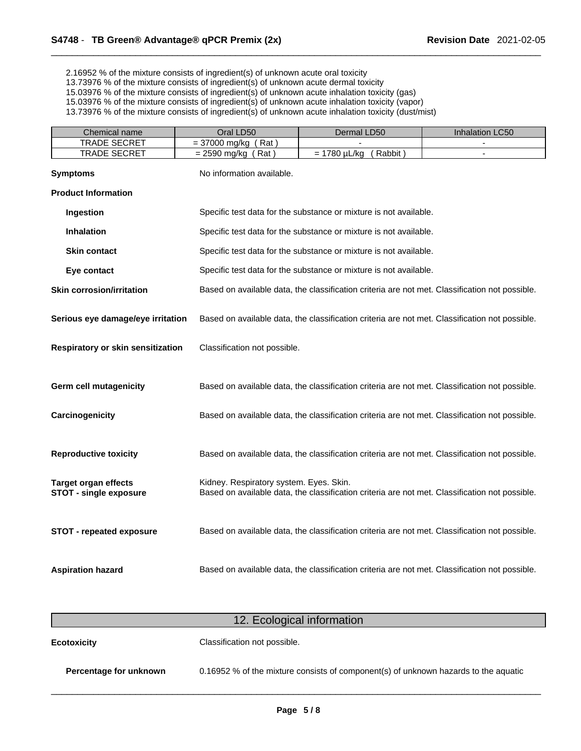2.16952 % of the mixture consists of ingredient(s) of unknown acute oral toxicity
13.73976 % of the mixture consists of ingredient(s) of unknown acute dermal toxicity
15.03976 % of the mixture consists of ingredient(s) of unknown acute inhalation toxicity (gas)
15.03976 % of the mixture consists of ingredient(s) of unknown acute inhalation toxicity (vapor)
13.73976 % of the mixture consists of ingredient(s) of unknown acute inhalation toxicity (dust/mist)

| Chemical name | Oral LD50 | Dermal LD50 | Inhalation LC50 |
| --- | --- | --- | --- |
| TRADE SECRET | = 37000 mg/kg ( Rat ) | - | - |
| TRADE SECRET | = 2590 mg/kg ( Rat ) | = 1780 µL/kg ( Rabbit ) | - |

**Symptoms** No information available.

**Product Information**

**Ingestion** Specific test data for the substance or mixture is not available.

**Inhalation** Specific test data for the substance or mixture is not available.

**Skin contact** Specific test data for the substance or mixture is not available.

**Eye contact** Specific test data for the substance or mixture is not available.

**Skin corrosion/irritation** Based on available data, the classification criteria are not met. Classification not possible.

**Serious eye damage/eye irritation** Based on available data, the classification criteria are not met. Classification not possible.

**Respiratory or skin sensitization** Classification not possible.

**Germ cell mutagenicity** Based on available data, the classification criteria are not met. Classification not possible.

**Carcinogenicity** Based on available data, the classification criteria are not met. Classification not possible.

**Reproductive toxicity** Based on available data, the classification criteria are not met. Classification not possible.

**Target organ effects** Kidney. Respiratory system. Eyes. Skin.
**STOT - single exposure** Based on available data, the classification criteria are not met. Classification not possible.

**STOT - repeated exposure** Based on available data, the classification criteria are not met. Classification not possible.

**Aspiration hazard** Based on available data, the classification criteria are not met. Classification not possible.

## 12. Ecological information

**Ecotoxicity** Classification not possible.

**Percentage for unknown** 0.16952 % of the mixture consists of component(s) of unknown hazards to the aquatic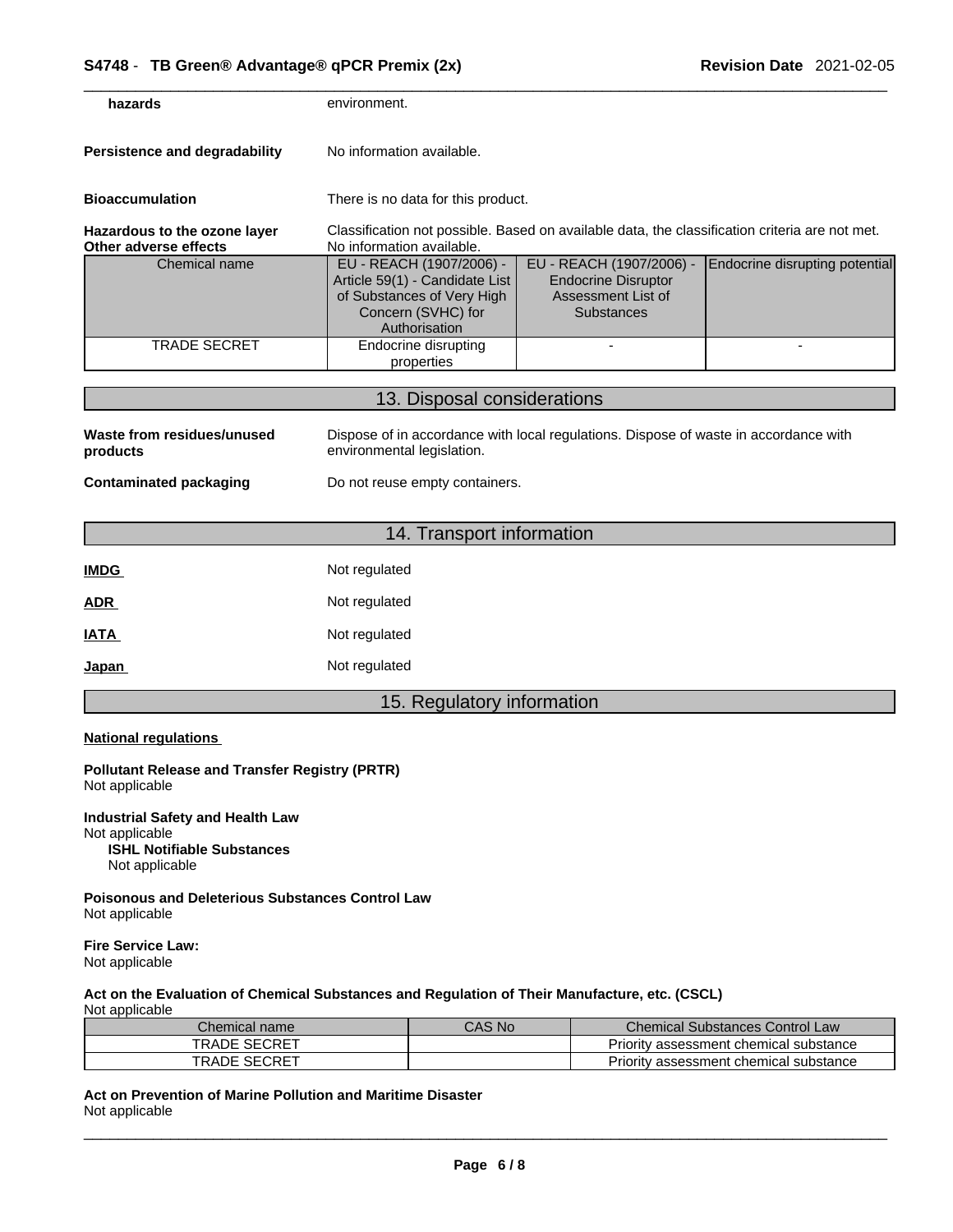| | |
|---|---|
| **hazards** | environment. |
| **Persistence and degradability** | No information available. |
| **Bioaccumulation** | There is no data for this product. |
| **Hazardous to the ozone layer** | Classification not possible. Based on available data, the classification criteria are not met. |
| **Other adverse effects** | No information available. |

| Chemical name | EU - REACH (1907/2006) - Article 59(1) - Candidate List of Substances of Very High Concern (SVHC) for Authorisation | EU - REACH (1907/2006) - Endocrine Disruptor Assessment List of Substances | Endocrine disrupting potential |
|---|---|---|---|
| TRADE SECRET | Endocrine disrupting properties | - | - |

## 13. Disposal considerations

| | |
|---|---|
| **Waste from residues/unused products** | Dispose of in accordance with local regulations. Dispose of waste in accordance with environmental legislation. |
| **Contaminated packaging** | Do not reuse empty containers. |

## 14. Transport information

| | |
|---|---|
| **IMDG** | Not regulated |
| **ADR** | Not regulated |
| **IATA** | Not regulated |
| **Japan** | Not regulated |

## 15. Regulatory information

**National regulations**

**Pollutant Release and Transfer Registry (PRTR)**
Not applicable

**Industrial Safety and Health Law**
Not applicable
**ISHL Notifiable Substances**
Not applicable

**Poisonous and Deleterious Substances Control Law**
Not applicable

**Fire Service Law:**
Not applicable

**Act on the Evaluation of Chemical Substances and Regulation of Their Manufacture, etc. (CSCL)**
Not applicable

| Chemical name | CAS No | Chemical Substances Control Law |
|---|---|---|
| TRADE SECRET | | Priority assessment chemical substance |
| TRADE SECRET | | Priority assessment chemical substance |

**Act on Prevention of Marine Pollution and Maritime Disaster**
Not applicable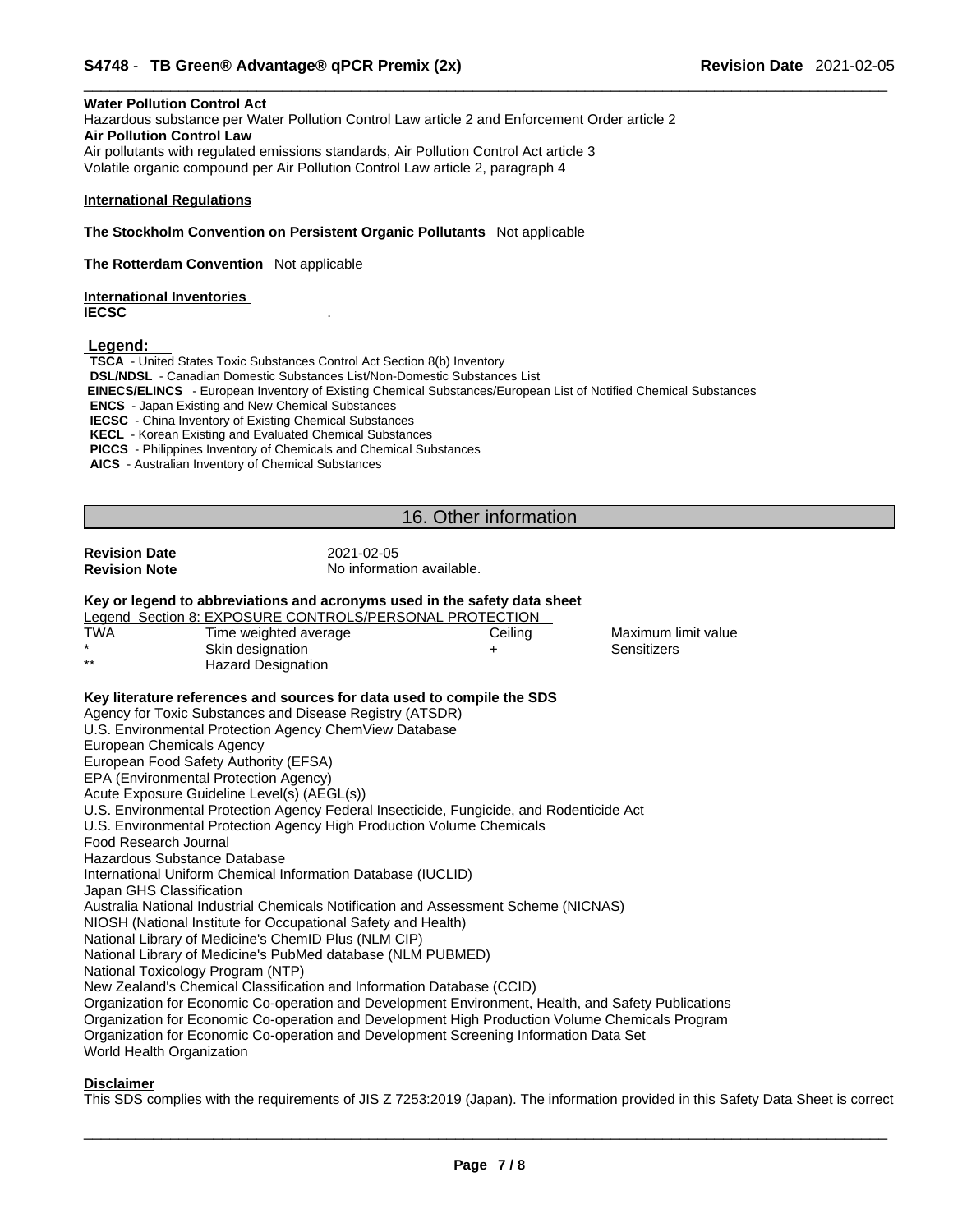**Water Pollution Control Act**
Hazardous substance per Water Pollution Control Law article 2 and Enforcement Order article 2
**Air Pollution Control Law**
Air pollutants with regulated emissions standards, Air Pollution Control Act article 3
Volatile organic compound per Air Pollution Control Law article 2, paragraph 4

**International Regulations**

**The Stockholm Convention on Persistent Organic Pollutants** Not applicable

**The Rotterdam Convention** Not applicable

**International Inventories**
**IECSC** .

**Legend:**
**TSCA** - United States Toxic Substances Control Act Section 8(b) Inventory
**DSL/NDSL** - Canadian Domestic Substances List/Non-Domestic Substances List
**EINECS/ELINCS** - European Inventory of Existing Chemical Substances/European List of Notified Chemical Substances
**ENCS** - Japan Existing and New Chemical Substances
**IECSC** - China Inventory of Existing Chemical Substances
**KECL** - Korean Existing and Evaluated Chemical Substances
**PICCS** - Philippines Inventory of Chemicals and Chemical Substances
**AICS** - Australian Inventory of Chemical Substances

## 16. Other information

**Revision Date** 2021-02-05
**Revision Note** No information available.

**Key or legend to abbreviations and acronyms used in the safety data sheet**

Legend Section 8: EXPOSURE CONTROLS/PERSONAL PROTECTION

| | | | |
|---|---|---|---|
| TWA | Time weighted average | Ceiling | Maximum limit value |
| * | Skin designation | + | Sensitizers |
| ** | Hazard Designation | | |

**Key literature references and sources for data used to compile the SDS**
Agency for Toxic Substances and Disease Registry (ATSDR)
U.S. Environmental Protection Agency ChemView Database
European Chemicals Agency
European Food Safety Authority (EFSA)
EPA (Environmental Protection Agency)
Acute Exposure Guideline Level(s) (AEGL(s))
U.S. Environmental Protection Agency Federal Insecticide, Fungicide, and Rodenticide Act
U.S. Environmental Protection Agency High Production Volume Chemicals
Food Research Journal
Hazardous Substance Database
International Uniform Chemical Information Database (IUCLID)
Japan GHS Classification
Australia National Industrial Chemicals Notification and Assessment Scheme (NICNAS)
NIOSH (National Institute for Occupational Safety and Health)
National Library of Medicine's ChemID Plus (NLM CIP)
National Library of Medicine's PubMed database (NLM PUBMED)
National Toxicology Program (NTP)
New Zealand's Chemical Classification and Information Database (CCID)
Organization for Economic Co-operation and Development Environment, Health, and Safety Publications
Organization for Economic Co-operation and Development High Production Volume Chemicals Program
Organization for Economic Co-operation and Development Screening Information Data Set
World Health Organization

**Disclaimer**
This SDS complies with the requirements of JIS Z 7253:2019 (Japan). The information provided in this Safety Data Sheet is correct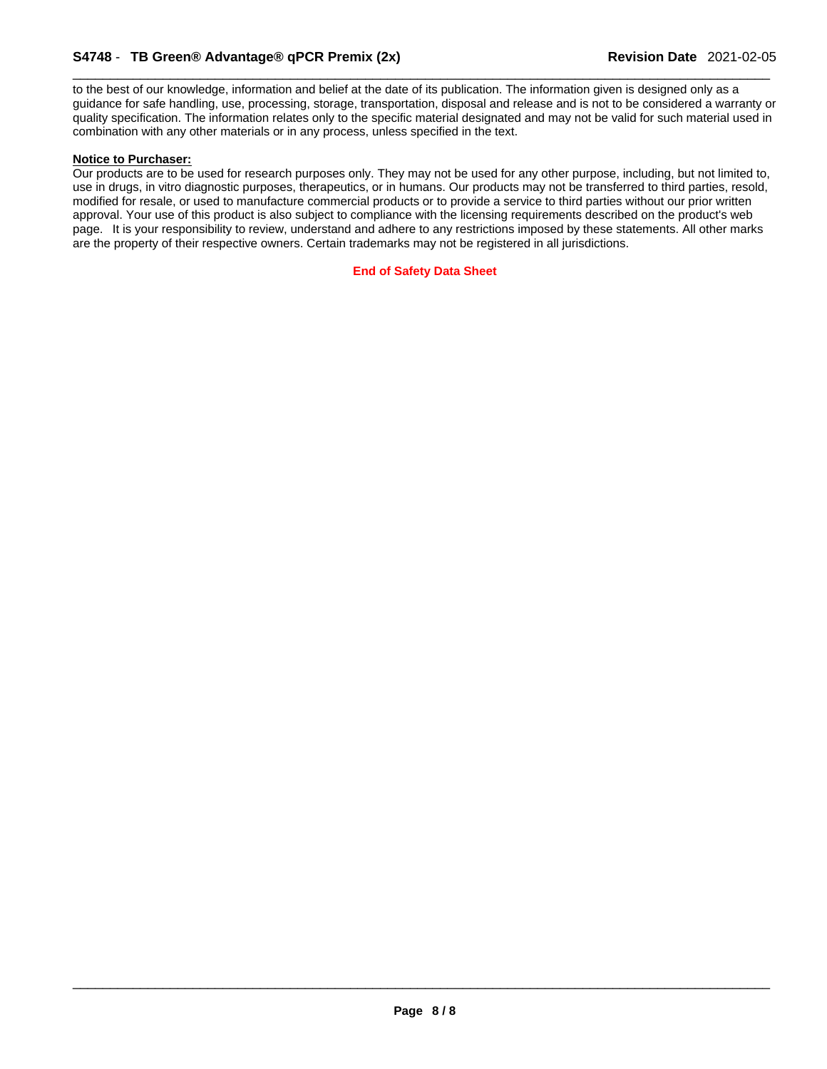to the best of our knowledge, information and belief at the date of its publication. The information given is designed only as a guidance for safe handling, use, processing, storage, transportation, disposal and release and is not to be considered a warranty or quality specification. The information relates only to the specific material designated and may not be valid for such material used in combination with any other materials or in any process, unless specified in the text.

**Notice to Purchaser:**

Our products are to be used for research purposes only. They may not be used for any other purpose, including, but not limited to, use in drugs, in vitro diagnostic purposes, therapeutics, or in humans. Our products may not be transferred to third parties, resold, modified for resale, or used to manufacture commercial products or to provide a service to third parties without our prior written approval. Your use of this product is also subject to compliance with the licensing requirements described on the product's web page. It is your responsibility to review, understand and adhere to any restrictions imposed by these statements. All other marks are the property of their respective owners. Certain trademarks may not be registered in all jurisdictions.

**End of Safety Data Sheet**